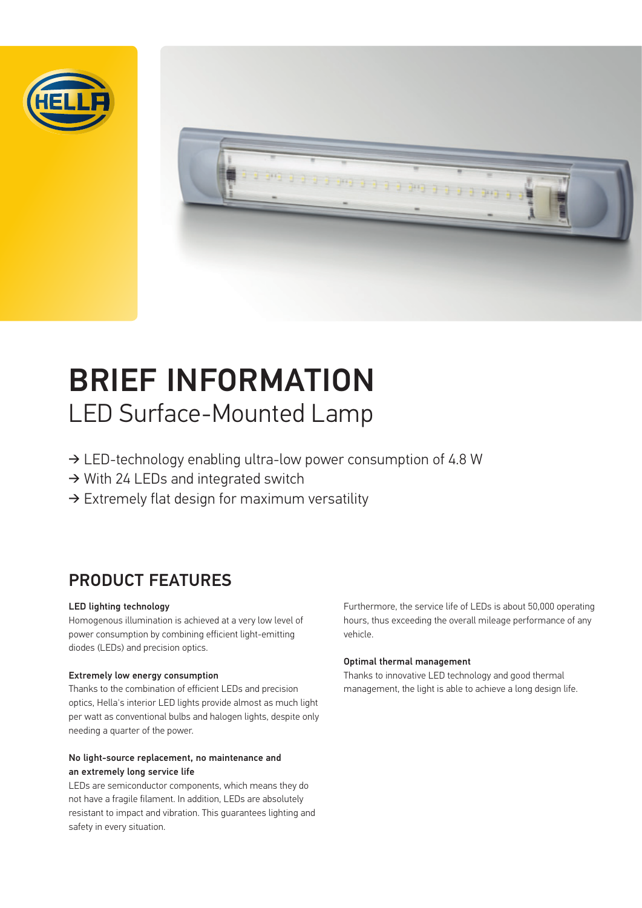# BRIEF INFORMATION

## LED Surface-Mounted Lamp

→ LED-technology enabling ultra-low power consumption of 4.8 W
→ With 24 LEDs and integrated switch
→ Extremely flat design for maximum versatility

## PRODUCT FEATURES

**LED lighting technology**
Homogenous illumination is achieved at a very low level of power consumption by combining efficient light-emitting diodes (LEDs) and precision optics.

**Extremely low energy consumption**
Thanks to the combination of efficient LEDs and precision optics, Hella's interior LED lights provide almost as much light per watt as conventional bulbs and halogen lights, despite only needing a quarter of the power.

**No light-source replacement, no maintenance and an extremely long service life**
LEDs are semiconductor components, which means they do not have a fragile filament. In addition, LEDs are absolutely resistant to impact and vibration. This guarantees lighting and safety in every situation.

Furthermore, the service life of LEDs is about 50,000 operating hours, thus exceeding the overall mileage performance of any vehicle.

**Optimal thermal management**
Thanks to innovative LED technology and good thermal management, the light is able to achieve a long design life.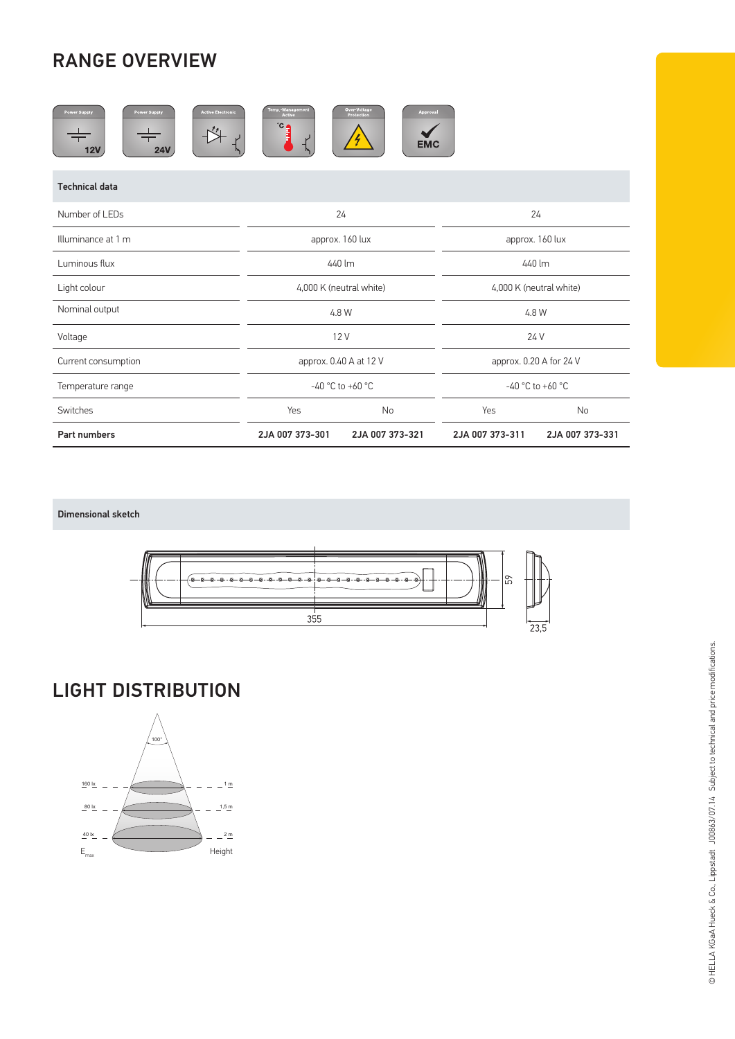# RANGE OVERVIEW

Power Supply 12V | Power Supply 24V | Active Electronic | Temp.-Management Active | Over-Voltage Protection | Approval EMC

| Technical data | | | | |
|---|---|---|---|---|
| Number of LEDs | 24 | | 24 | |
| Illuminance at 1 m | approx. 160 lux | | approx. 160 lux | |
| Luminous flux | 440 lm | | 440 lm | |
| Light colour | 4,000 K (neutral white) | | 4,000 K (neutral white) | |
| Nominal output | 4.8 W | | 4.8 W | |
| Voltage | 12 V | | 24 V | |
| Current consumption | approx. 0.40 A at 12 V | | approx. 0.20 A for 24 V | |
| Temperature range | -40 °C to +60 °C | | -40 °C to +60 °C | |
| Switches | Yes | No | Yes | No |
| **Part numbers** | **2JA 007 373-301** | **2JA 007 373-321** | **2JA 007 373-311** | **2JA 007 373-331** |

**Dimensional sketch**

355

59

23,5

# LIGHT DISTRIBUTION

100°

160 lx — 1 m

80 lx — 1,5 m

40 lx — 2 m

$E_{max}$

Height

© HELLA KGaA Hueck & Co., Lippstadt J00863/07.14 Subject to technical and price modifications.